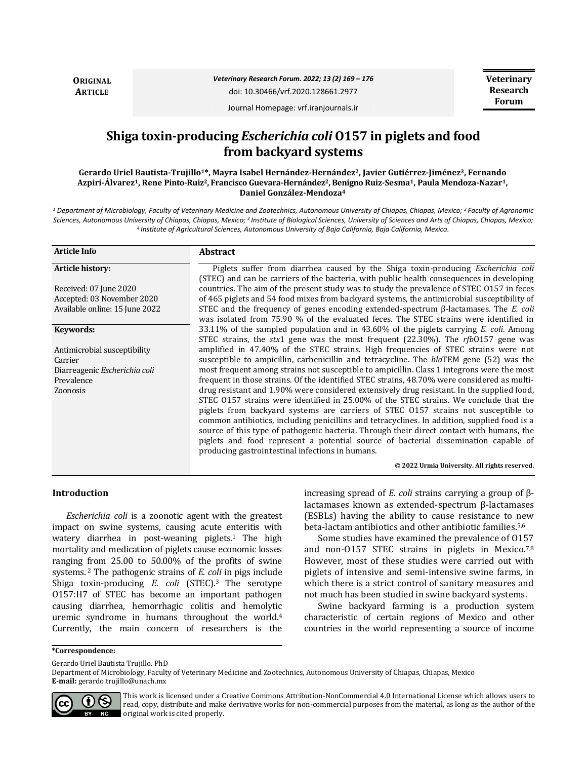ORIGINAL ARTICLE

Veterinary Research Forum

doi: 10.30466/vrf.2020.128661.2977

Journal Homepage: vrf.iranjournals.ir

# Shiga toxin-producing *Escherichia coli* O157 in piglets and food from backyard systems

**Gerardo Uriel Bautista-Trujillo[1]\*, Mayra Isabel Hernández-Hernández[2], Javier Gutiérrez-Jiménez[3], Fernando Azpiri-Álvarez[1], Rene Pinto-Ruiz[2], Francisco Guevara-Hernández[2], Benigno Ruiz-Sesma[1], Paula Mendoza-Nazar[1], Daniel González-Mendoza[4]**

[1] Department of Microbiology, Faculty of Veterinary Medicine and Zootechnics, Autonomous University of Chiapas, Chiapas, Mexico; [2] Faculty of Agronomic Sciences, Autonomous University of Chiapas, Chiapas, Mexico; [3] Institute of Biological Sciences, University of Sciences and Arts of Chiapas, Chiapas, Mexico; [4] Institute of Agricultural Sciences, Autonomous University of Baja California, Baja California, Mexico.

**Article Info**

**Article history:**

Received: 07 June 2020
Accepted: 03 November 2020
Available online: 15 June 2022

**Keywords:**

Antimicrobial susceptibility
Carrier
Diarreagenic *Escherichia coli*
Prevalence
Zoonosis

**Abstract**

Piglets suffer from diarrhea caused by the Shiga toxin-producing *Escherichia coli* (STEC) and can be carriers of the bacteria, with public health consequences in developing countries. The aim of the present study was to study the prevalence of STEC O157 in feces of 465 piglets and 54 food mixes from backyard systems, the antimicrobial susceptibility of STEC and the frequency of genes encoding extended-spectrum β-lactamases. The *E. coli* was isolated from 75.90 % of the evaluated feces. The STEC strains were identified in 33.11% of the sampled population and in 43.60% of the piglets carrying *E. coli*. Among STEC strains, the *stx*1 gene was the most frequent (22.30%). The *rfb*O157 gene was amplified in 47.40% of the STEC strains. High frequencies of STEC strains were not susceptible to ampicillin, carbenicillin and tetracycline. The *bla*TEM gene (52) was the most frequent among strains not susceptible to ampicillin. Class 1 integrons were the most frequent in those strains. Of the identified STEC strains, 48.70% were considered as multi-drug resistant and 1.90% were considered extensively drug resistant. In the supplied food, STEC O157 strains were identified in 25.00% of the STEC strains. We conclude that the piglets from backyard systems are carriers of STEC O157 strains not susceptible to common antibiotics, including penicillins and tetracyclines. In addition, supplied food is a source of this type of pathogenic bacteria. Through their direct contact with humans, the piglets and food represent a potential source of bacterial dissemination capable of producing gastrointestinal infections in humans.

**© 2022 Urmia University. All rights reserved.**

## Introduction

*Escherichia coli* is a zoonotic agent with the greatest impact on swine systems, causing acute enteritis with watery diarrhea in post-weaning piglets.[1] The high mortality and medication of piglets cause economic losses ranging from 25.00 to 50.00% of the profits of swine systems. [2] The pathogenic strains of *E. coli* in pigs include Shiga toxin-producing *E. coli* (STEC).[3] The serotype O157:H7 of STEC has become an important pathogen causing diarrhea, hemorrhagic colitis and hemolytic uremic syndrome in humans throughout the world.[4] Currently, the main concern of researchers is the increasing spread of *E. coli* strains carrying a group of β-lactamases known as extended-spectrum β-lactamases (ESBLs) having the ability to cause resistance to new beta-lactam antibiotics and other antibiotic families.[5,6]

Some studies have examined the prevalence of O157 and non-O157 STEC strains in piglets in Mexico.[7,8] However, most of these studies were carried out with piglets of intensive and semi-intensive swine farms, in which there is a strict control of sanitary measures and not much has been studied in swine backyard systems.

Swine backyard farming is a production system characteristic of certain regions of Mexico and other countries in the world representing a source of income

**\*Correspondence:**

Gerardo Uriel Bautista Trujillo. PhD
Department of Microbiology, Faculty of Veterinary Medicine and Zootechnics, Autonomous University of Chiapas, Chiapas, Mexico
**E-mail:** gerardo.trujillo@unach.mx

This work is licensed under a Creative Commons Attribution-NonCommercial 4.0 International License which allows users to read, copy, distribute and make derivative works for non-commercial purposes from the material, as long as the author of the original work is cited properly.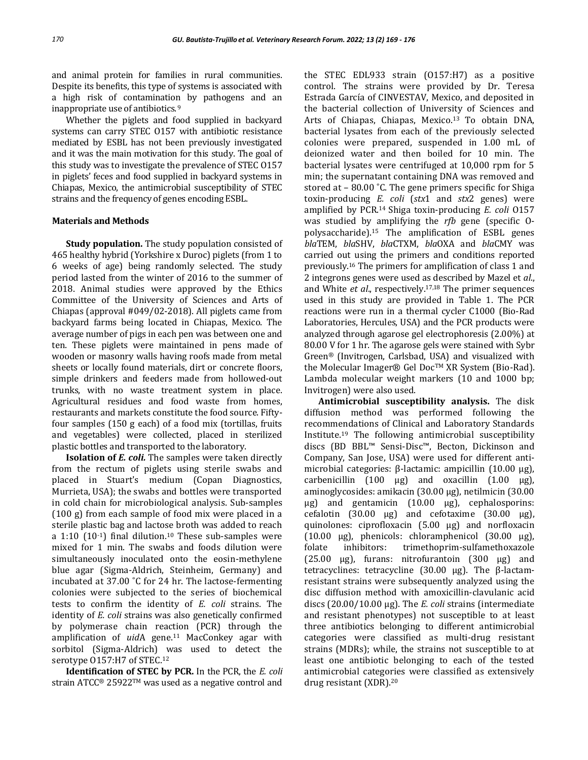and animal protein for families in rural communities. Despite its benefits, this type of systems is associated with a high risk of contamination by pathogens and an inappropriate use of antibiotics.[9]

Whether the piglets and food supplied in backyard systems can carry STEC O157 with antibiotic resistance mediated by ESBL has not been previously investigated and it was the main motivation for this study. The goal of this study was to investigate the prevalence of STEC O157 in piglets' feces and food supplied in backyard systems in Chiapas, Mexico, the antimicrobial susceptibility of STEC strains and the frequency of genes encoding ESBL.

## Materials and Methods

**Study population.** The study population consisted of 465 healthy hybrid (Yorkshire x Duroc) piglets (from 1 to 6 weeks of age) being randomly selected. The study period lasted from the winter of 2016 to the summer of 2018. Animal studies were approved by the Ethics Committee of the University of Sciences and Arts of Chiapas (approval #049/02-2018). All piglets came from backyard farms being located in Chiapas, Mexico. The average number of pigs in each pen was between one and ten. These piglets were maintained in pens made of wooden or masonry walls having roofs made from metal sheets or locally found materials, dirt or concrete floors, simple drinkers and feeders made from hollowed-out trunks, with no waste treatment system in place. Agricultural residues and food waste from homes, restaurants and markets constitute the food source. Fifty-four samples (150 g each) of a food mix (tortillas, fruits and vegetables) were collected, placed in sterilized plastic bottles and transported to the laboratory.

**Isolation of *E. coli*.** The samples were taken directly from the rectum of piglets using sterile swabs and placed in Stuart's medium (Copan Diagnostics, Murrieta, USA); the swabs and bottles were transported in cold chain for microbiological analysis. Sub-samples (100 g) from each sample of food mix were placed in a sterile plastic bag and lactose broth was added to reach a 1:10 ($10^{-1}$) final dilution.[10] These sub-samples were mixed for 1 min. The swabs and foods dilution were simultaneously inoculated onto the eosin-methylene blue agar (Sigma-Aldrich, Steinheim, Germany) and incubated at 37.00 ˚C for 24 hr. The lactose-fermenting colonies were subjected to the series of biochemical tests to confirm the identity of *E. coli* strains. The identity of *E. coli* strains was also genetically confirmed by polymerase chain reaction (PCR) through the amplification of *uid*A gene.[11] MacConkey agar with sorbitol (Sigma-Aldrich) was used to detect the serotype O157:H7 of STEC.[12]

**Identification of STEC by PCR.** In the PCR, the *E. coli* strain ATCC® 25922™ was used as a negative control and the STEC EDL933 strain (O157:H7) as a positive control. The strains were provided by Dr. Teresa Estrada García of CINVESTAV, Mexico, and deposited in the bacterial collection of University of Sciences and Arts of Chiapas, Chiapas, Mexico.[13] To obtain DNA, bacterial lysates from each of the previously selected colonies were prepared, suspended in 1.00 mL of deionized water and then boiled for 10 min. The bacterial lysates were centrifuged at 10,000 rpm for 5 min; the supernatant containing DNA was removed and stored at – 80.00 ˚C. The gene primers specific for Shiga toxin-producing *E. coli* (*stx*1 and *stx*2 genes) were amplified by PCR.[14] Shiga toxin-producing *E. coli* O157 was studied by amplifying the *rfb* gene (specific O-polysaccharide).[15] The amplification of ESBL genes *bla*TEM, *bla*SHV, *bla*CTXM, *bla*OXA and *bla*CMY was carried out using the primers and conditions reported previously.[16] The primers for amplification of class 1 and 2 integrons genes were used as described by Mazel et *al*., and White *et al*., respectively.[17,18] The primer sequences used in this study are provided in Table 1. The PCR reactions were run in a thermal cycler C1000 (Bio-Rad Laboratories, Hercules, USA) and the PCR products were analyzed through agarose gel electrophoresis (2.00%) at 80.00 V for 1 hr. The agarose gels were stained with Sybr Green® (Invitrogen, Carlsbad, USA) and visualized with the Molecular Imager® Gel Doc™ XR System (Bio-Rad). Lambda molecular weight markers (10 and 1000 bp; Invitrogen) were also used.

**Antimicrobial susceptibility analysis.** The disk diffusion method was performed following the recommendations of Clinical and Laboratory Standards Institute.[19] The following antimicrobial susceptibility discs (BD BBL™ Sensi-Disc™, Becton, Dickinson and Company, San Jose, USA) were used for different antimicrobial categories: β-lactamic: ampicillin (10.00 µg), carbenicillin (100 µg) and oxacillin (1.00 µg), aminoglycosides: amikacin (30.00 µg), netilmicin (30.00 µg) and gentamicin (10.00 µg), cephalosporins: cefalotin (30.00 µg) and cefotaxime (30.00 µg), quinolones: ciprofloxacin (5.00 µg) and norfloxacin (10.00 µg), phenicols: chloramphenicol (30.00 µg), folate inhibitors: trimethoprim-sulfamethoxazole (25.00 µg), furans: nitrofurantoin (300 µg) and tetracyclines: tetracycline (30.00 µg). The β-lactam-resistant strains were subsequently analyzed using the disc diffusion method with amoxicillin-clavulanic acid discs (20.00/10.00 µg). The *E. coli* strains (intermediate and resistant phenotypes) not susceptible to at least three antibiotics belonging to different antimicrobial categories were classified as multi-drug resistant strains (MDRs); while, the strains not susceptible to at least one antibiotic belonging to each of the tested antimicrobial categories were classified as extensively drug resistant (XDR).[20]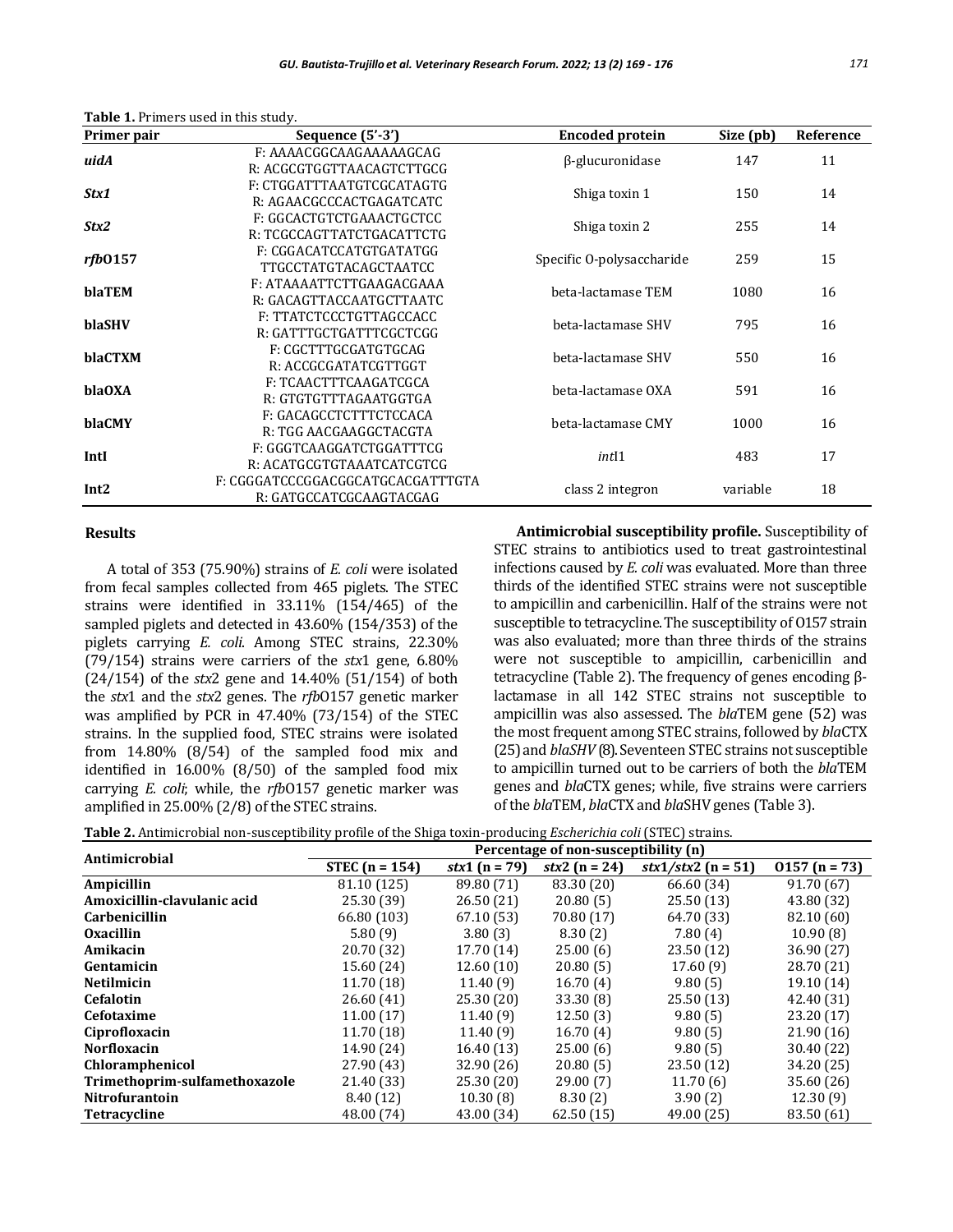**Table 1.** Primers used in this study.

| Primer pair | Sequence (5'-3') | Encoded protein | Size (pb) | Reference |
|---|---|---|---|---|
| ***uidA*** | F: AAAACGGCAAGAAAAAGCAG<br>R: ACGCGTGGTTAACAGTCTTGCG | β-glucuronidase | 147 | 11 |
| ***Stx1*** | F: CTGGATTTAATGTCGCATAGTG<br>R: AGAACGCCCACTGAGATCATC | Shiga toxin 1 | 150 | 14 |
| ***Stx2*** | F: GGCACTGTCTGAAACTGCTCC<br>R: TCGCCAGTTATCTGACATTCTG | Shiga toxin 2 | 255 | 14 |
| ***rfb*O157** | F: CGGACATCCATGTGATATGG<br>TTGCCTATGTACAGCTAATCC | Specific O-polysaccharide | 259 | 15 |
| **blaTEM** | F: ATAAAATTCTTGAAGACGAAA<br>R: GACAGTTACCAATGCTTAATC | beta-lactamase TEM | 1080 | 16 |
| **blaSHV** | F: TTATCTCCCTGTTAGCCACC<br>R: GATTTGCTGATTTCGCTCGG | beta-lactamase SHV | 795 | 16 |
| **blaCTXM** | F: CGCTTTGCGATGTGCAG<br>R: ACCGCGATATCGTTGGT | beta-lactamase SHV | 550 | 16 |
| **blaOXA** | F: TCAACTTTCAAGATCGCA<br>R: GTGTGTTTAGAATGGTGA | beta-lactamase OXA | 591 | 16 |
| **blaCMY** | F: GACAGCCTCTTTCTCCACA<br>R: TGG AACGAAGGCTACGTA | beta-lactamase CMY | 1000 | 16 |
| **IntI** | F: GGGTCAAGGATCTGGATTTCG<br>R: ACATGCGTGTAAATCATCGTCG | *int*I1 | 483 | 17 |
| **Int2** | F: CGGGATCCCGGACGGCATGCACGATTTGTA<br>R: GATGCCATCGCAAGTACGAG | class 2 integron | variable | 18 |

## Results

A total of 353 (75.90%) strains of *E. coli* were isolated from fecal samples collected from 465 piglets. The STEC strains were identified in 33.11% (154/465) of the sampled piglets and detected in 43.60% (154/353) of the piglets carrying *E. coli*. Among STEC strains, 22.30% (79/154) strains were carriers of the *stx*1 gene, 6.80% (24/154) of the *stx*2 gene and 14.40% (51/154) of both the *stx*1 and the *stx*2 genes. The *rfb*O157 genetic marker was amplified by PCR in 47.40% (73/154) of the STEC strains. In the supplied food, STEC strains were isolated from 14.80% (8/54) of the sampled food mix and identified in 16.00% (8/50) of the sampled food mix carrying *E. coli*; while, the *rfb*O157 genetic marker was amplified in 25.00% (2/8) of the STEC strains.

**Antimicrobial susceptibility profile.** Susceptibility of STEC strains to antibiotics used to treat gastrointestinal infections caused by *E. coli* was evaluated. More than three thirds of the identified STEC strains were not susceptible to ampicillin and carbenicillin. Half of the strains were not susceptible to tetracycline. The susceptibility of O157 strain was also evaluated; more than three thirds of the strains were not susceptible to ampicillin, carbenicillin and tetracycline (Table 2). The frequency of genes encoding β-lactamase in all 142 STEC strains not susceptible to ampicillin was also assessed. The *bla*TEM gene (52) was the most frequent among STEC strains, followed by *bla*CTX (25) and *blaSHV* (8). Seventeen STEC strains not susceptible to ampicillin turned out to be carriers of both the *bla*TEM genes and *bla*CTX genes; while, five strains were carriers of the *bla*TEM, *bla*CTX and *bla*SHV genes (Table 3).

**Table 2.** Antimicrobial non-susceptibility profile of the Shiga toxin-producing *Escherichia coli* (STEC) strains.

| Antimicrobial | Percentage of non-susceptibility (n) | | | | |
|---|---|---|---|---|---|
| | STEC (n = 154) | *stx*1 (n = 79) | *stx*2 (n = 24) | *stx*1/*stx*2 (n = 51) | O157 (n = 73) |
| **Ampicillin** | 81.10 (125) | 89.80 (71) | 83.30 (20) | 66.60 (34) | 91.70 (67) |
| **Amoxicillin-clavulanic acid** | 25.30 (39) | 26.50 (21) | 20.80 (5) | 25.50 (13) | 43.80 (32) |
| **Carbenicillin** | 66.80 (103) | 67.10 (53) | 70.80 (17) | 64.70 (33) | 82.10 (60) |
| **Oxacillin** | 5.80 (9) | 3.80 (3) | 8.30 (2) | 7.80 (4) | 10.90 (8) |
| **Amikacin** | 20.70 (32) | 17.70 (14) | 25.00 (6) | 23.50 (12) | 36.90 (27) |
| **Gentamicin** | 15.60 (24) | 12.60 (10) | 20.80 (5) | 17.60 (9) | 28.70 (21) |
| **Netilmicin** | 11.70 (18) | 11.40 (9) | 16.70 (4) | 9.80 (5) | 19.10 (14) |
| **Cefalotin** | 26.60 (41) | 25.30 (20) | 33.30 (8) | 25.50 (13) | 42.40 (31) |
| **Cefotaxime** | 11.00 (17) | 11.40 (9) | 12.50 (3) | 9.80 (5) | 23.20 (17) |
| **Ciprofloxacin** | 11.70 (18) | 11.40 (9) | 16.70 (4) | 9.80 (5) | 21.90 (16) |
| **Norfloxacin** | 14.90 (24) | 16.40 (13) | 25.00 (6) | 9.80 (5) | 30.40 (22) |
| **Chloramphenicol** | 27.90 (43) | 32.90 (26) | 20.80 (5) | 23.50 (12) | 34.20 (25) |
| **Trimethoprim-sulfamethoxazole** | 21.40 (33) | 25.30 (20) | 29.00 (7) | 11.70 (6) | 35.60 (26) |
| **Nitrofurantoin** | 8.40 (12) | 10.30 (8) | 8.30 (2) | 3.90 (2) | 12.30 (9) |
| **Tetracycline** | 48.00 (74) | 43.00 (34) | 62.50 (15) | 49.00 (25) | 83.50 (61) |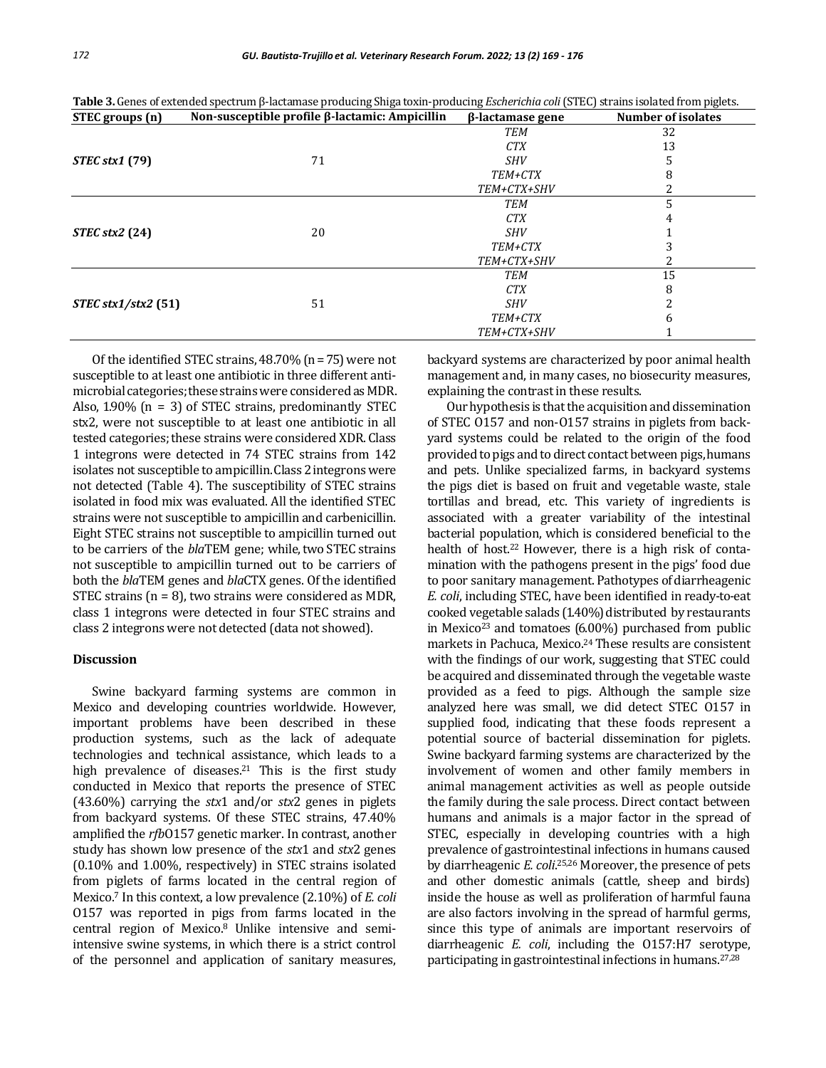**Table 3.** Genes of extended spectrum β-lactamase producing Shiga toxin-producing *Escherichia coli* (STEC) strains isolated from piglets.

| STEC groups (n) | Non-susceptible profile β-lactamic: Ampicillin | β-lactamase gene | Number of isolates |
|---|---|---|---|
| ***STEC stx1* (79)** | 71 | *TEM* | 32 |
| | | *CTX* | 13 |
| | | *SHV* | 5 |
| | | *TEM+CTX* | 8 |
| | | *TEM+CTX+SHV* | 2 |
| ***STEC stx2* (24)** | 20 | *TEM* | 5 |
| | | *CTX* | 4 |
| | | *SHV* | 1 |
| | | *TEM+CTX* | 3 |
| | | *TEM+CTX+SHV* | 2 |
| ***STEC stx1/stx2* (51)** | 51 | *TEM* | 15 |
| | | *CTX* | 8 |
| | | *SHV* | 2 |
| | | *TEM+CTX* | 6 |
| | | *TEM+CTX+SHV* | 1 |

Of the identified STEC strains, 48.70% (n = 75) were not susceptible to at least one antibiotic in three different antimicrobial categories; these strains were considered as MDR. Also, 1.90% (n = 3) of STEC strains, predominantly STEC stx2, were not susceptible to at least one antibiotic in all tested categories; these strains were considered XDR. Class 1 integrons were detected in 74 STEC strains from 142 isolates not susceptible to ampicillin. Class 2 integrons were not detected (Table 4). The susceptibility of STEC strains isolated in food mix was evaluated. All the identified STEC strains were not susceptible to ampicillin and carbenicillin. Eight STEC strains not susceptible to ampicillin turned out to be carriers of the *bla*TEM gene; while, two STEC strains not susceptible to ampicillin turned out to be carriers of both the *bla*TEM genes and *bla*CTX genes. Of the identified STEC strains (n = 8), two strains were considered as MDR, class 1 integrons were detected in four STEC strains and class 2 integrons were not detected (data not showed).

## Discussion

Swine backyard farming systems are common in Mexico and developing countries worldwide. However, important problems have been described in these production systems, such as the lack of adequate technologies and technical assistance, which leads to a high prevalence of diseases.[21] This is the first study conducted in Mexico that reports the presence of STEC (43.60%) carrying the *stx*1 and/or *stx*2 genes in piglets from backyard systems. Of these STEC strains, 47.40% amplified the *rfb*O157 genetic marker. In contrast, another study has shown low presence of the *stx*1 and *stx*2 genes (0.10% and 1.00%, respectively) in STEC strains isolated from piglets of farms located in the central region of Mexico.[7] In this context, a low prevalence (2.10%) of *E. coli* O157 was reported in pigs from farms located in the central region of Mexico.[8] Unlike intensive and semi-intensive swine systems, in which there is a strict control of the personnel and application of sanitary measures, backyard systems are characterized by poor animal health management and, in many cases, no biosecurity measures, explaining the contrast in these results.

Our hypothesis is that the acquisition and dissemination of STEC O157 and non-O157 strains in piglets from backyard systems could be related to the origin of the food provided to pigs and to direct contact between pigs, humans and pets. Unlike specialized farms, in backyard systems the pigs diet is based on fruit and vegetable waste, stale tortillas and bread, etc. This variety of ingredients is associated with a greater variability of the intestinal bacterial population, which is considered beneficial to the health of host.[22] However, there is a high risk of contamination with the pathogens present in the pigs' food due to poor sanitary management. Pathotypes of diarrheagenic *E. coli*, including STEC, have been identified in ready-to-eat cooked vegetable salads (1.40%) distributed by restaurants in Mexico[23] and tomatoes (6.00%) purchased from public markets in Pachuca, Mexico.[24] These results are consistent with the findings of our work, suggesting that STEC could be acquired and disseminated through the vegetable waste provided as a feed to pigs. Although the sample size analyzed here was small, we did detect STEC O157 in supplied food, indicating that these foods represent a potential source of bacterial dissemination for piglets. Swine backyard farming systems are characterized by the involvement of women and other family members in animal management activities as well as people outside the family during the sale process. Direct contact between humans and animals is a major factor in the spread of STEC, especially in developing countries with a high prevalence of gastrointestinal infections in humans caused by diarrheagenic *E. coli*.[25,26] Moreover, the presence of pets and other domestic animals (cattle, sheep and birds) inside the house as well as proliferation of harmful fauna are also factors involving in the spread of harmful germs, since this type of animals are important reservoirs of diarrheagenic *E. coli*, including the O157:H7 serotype, participating in gastrointestinal infections in humans.[27,28]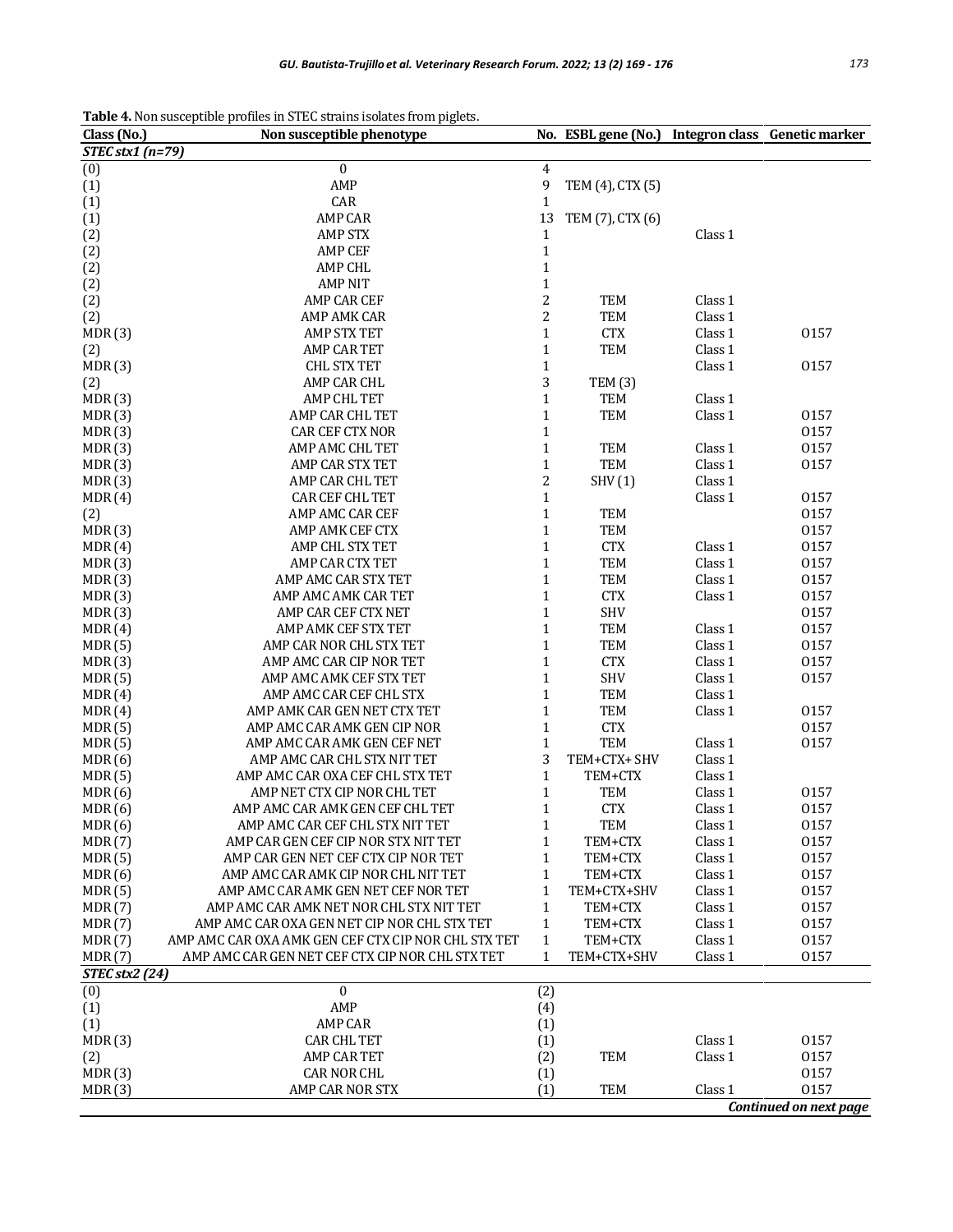**Table 4.** Non susceptible profiles in STEC strains isolates from piglets.

| Class (No.) | Non susceptible phenotype | No. | ESBL gene (No.) | Integron class | Genetic marker |
|---|---|---|---|---|---|
| ***STEC stx1 (n=79)*** | | | | | |
| (0) | 0 | 4 | | | |
| (1) | AMP | 9 | TEM (4), CTX (5) | | |
| (1) | CAR | 1 | | | |
| (1) | AMP CAR | 13 | TEM (7), CTX (6) | | |
| (2) | AMP STX | 1 | | Class 1 | |
| (2) | AMP CEF | 1 | | | |
| (2) | AMP CHL | 1 | | | |
| (2) | AMP NIT | 1 | | | |
| (2) | AMP CAR CEF | 2 | TEM | Class 1 | |
| (2) | AMP AMK CAR | 2 | TEM | Class 1 | |
| MDR (3) | AMP STX TET | 1 | CTX | Class 1 | O157 |
| (2) | AMP CAR TET | 1 | TEM | Class 1 | |
| MDR (3) | CHL STX TET | 1 | | Class 1 | O157 |
| (2) | AMP CAR CHL | 3 | TEM (3) | | |
| MDR (3) | AMP CHL TET | 1 | TEM | Class 1 | |
| MDR (3) | AMP CAR CHL TET | 1 | TEM | Class 1 | O157 |
| MDR (3) | CAR CEF CTX NOR | 1 | | | O157 |
| MDR (3) | AMP AMC CHL TET | 1 | TEM | Class 1 | O157 |
| MDR (3) | AMP CAR STX TET | 1 | TEM | Class 1 | O157 |
| MDR (3) | AMP CAR CHL TET | 2 | SHV (1) | Class 1 | |
| MDR (4) | CAR CEF CHL TET | 1 | | Class 1 | O157 |
| (2) | AMP AMC CAR CEF | 1 | TEM | | O157 |
| MDR (3) | AMP AMK CEF CTX | 1 | TEM | | O157 |
| MDR (4) | AMP CHL STX TET | 1 | CTX | Class 1 | O157 |
| MDR (3) | AMP CAR CTX TET | 1 | TEM | Class 1 | O157 |
| MDR (3) | AMP AMC CAR STX TET | 1 | TEM | Class 1 | O157 |
| MDR (3) | AMP AMC AMK CAR TET | 1 | CTX | Class 1 | O157 |
| MDR (3) | AMP CAR CEF CTX NET | 1 | SHV | | O157 |
| MDR (4) | AMP AMK CEF STX TET | 1 | TEM | Class 1 | O157 |
| MDR (5) | AMP CAR NOR CHL STX TET | 1 | TEM | Class 1 | O157 |
| MDR (3) | AMP AMC CAR CIP NOR TET | 1 | CTX | Class 1 | O157 |
| MDR (5) | AMP AMC AMK CEF STX TET | 1 | SHV | Class 1 | O157 |
| MDR (4) | AMP AMC CAR CEF CHL STX | 1 | TEM | Class 1 | |
| MDR (4) | AMP AMK CAR GEN NET CTX TET | 1 | TEM | Class 1 | O157 |
| MDR (5) | AMP AMC CAR AMK GEN CIP NOR | 1 | CTX | | O157 |
| MDR (5) | AMP AMC CAR AMK GEN CEF NET | 1 | TEM | Class 1 | O157 |
| MDR (6) | AMP AMC CAR CHL STX NIT TET | 3 | TEM+CTX+ SHV | Class 1 | |
| MDR (5) | AMP AMC CAR OXA CEF CHL STX TET | 1 | TEM+CTX | Class 1 | |
| MDR (6) | AMP NET CTX CIP NOR CHL TET | 1 | TEM | Class 1 | O157 |
| MDR (6) | AMP AMC CAR AMK GEN CEF CHL TET | 1 | CTX | Class 1 | O157 |
| MDR (6) | AMP AMC CAR CEF CHL STX NIT TET | 1 | TEM | Class 1 | O157 |
| MDR (7) | AMP CAR GEN CEF CIP NOR STX NIT TET | 1 | TEM+CTX | Class 1 | O157 |
| MDR (5) | AMP CAR GEN NET CEF CTX CIP NOR TET | 1 | TEM+CTX | Class 1 | O157 |
| MDR (6) | AMP AMC CAR AMK CIP NOR CHL NIT TET | 1 | TEM+CTX | Class 1 | O157 |
| MDR (5) | AMP AMC CAR AMK GEN NET CEF NOR TET | 1 | TEM+CTX+SHV | Class 1 | O157 |
| MDR (7) | AMP AMC CAR AMK NET NOR CHL STX NIT TET | 1 | TEM+CTX | Class 1 | O157 |
| MDR (7) | AMP AMC CAR OXA GEN NET CIP NOR CHL STX TET | 1 | TEM+CTX | Class 1 | O157 |
| MDR (7) | AMP AMC CAR OXA AMK GEN CEF CTX CIP NOR CHL STX TET | 1 | TEM+CTX | Class 1 | O157 |
| MDR (7) | AMP AMC CAR GEN NET CEF CTX CIP NOR CHL STX TET | 1 | TEM+CTX+SHV | Class 1 | O157 |
| ***STEC stx2 (24)*** | | | | | |
| (0) | 0 | (2) | | | |
| (1) | AMP | (4) | | | |
| (1) | AMP CAR | (1) | | | |
| MDR (3) | CAR CHL TET | (1) | | Class 1 | O157 |
| (2) | AMP CAR TET | (2) | TEM | Class 1 | O157 |
| MDR (3) | CAR NOR CHL | (1) | | | O157 |
| MDR (3) | AMP CAR NOR STX | (1) | TEM | Class 1 | O157 |

***Continued on next page***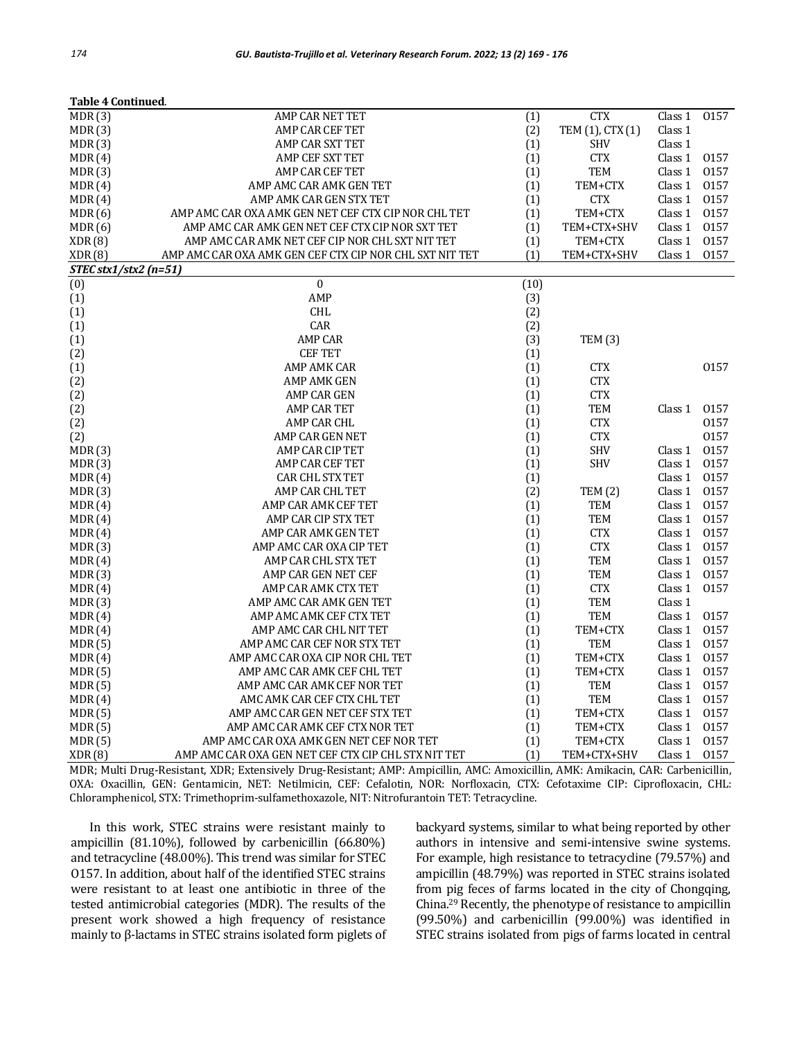**Table 4 Continued**.

| | | | | | |
|---|---|---|---|---|---|
| MDR (3) | AMP CAR NET TET | (1) | CTX | Class 1 | O157 |
| MDR (3) | AMP CAR CEF TET | (2) | TEM (1), CTX (1) | Class 1 | |
| MDR (3) | AMP CAR SXT TET | (1) | SHV | Class 1 | |
| MDR (4) | AMP CEF SXT TET | (1) | CTX | Class 1 | O157 |
| MDR (3) | AMP CAR CEF TET | (1) | TEM | Class 1 | O157 |
| MDR (4) | AMP AMC CAR AMK GEN TET | (1) | TEM+CTX | Class 1 | O157 |
| MDR (4) | AMP AMK CAR GEN STX TET | (1) | CTX | Class 1 | O157 |
| MDR (6) | AMP AMC CAR OXA AMK GEN NET CEF CTX CIP NOR CHL TET | (1) | TEM+CTX | Class 1 | O157 |
| MDR (6) | AMP AMC CAR AMK GEN NET CEF CTX CIP NOR SXT TET | (1) | TEM+CTX+SHV | Class 1 | O157 |
| XDR (8) | AMP AMC CAR AMK NET CEF CIP NOR CHL SXT NIT TET | (1) | TEM+CTX | Class 1 | O157 |
| XDR (8) | AMP AMC CAR OXA AMK GEN CEF CTX CIP NOR CHL SXT NIT TET | (1) | TEM+CTX+SHV | Class 1 | O157 |
| ***STEC stx1/stx2 (n=51)*** | | | | | |
| (0) | 0 | (10) | | | |
| (1) | AMP | (3) | | | |
| (1) | CHL | (2) | | | |
| (1) | CAR | (2) | | | |
| (1) | AMP CAR | (3) | TEM (3) | | |
| (2) | CEF TET | (1) | | | |
| (1) | AMP AMK CAR | (1) | CTX | | O157 |
| (2) | AMP AMK GEN | (1) | CTX | | |
| (2) | AMP CAR GEN | (1) | CTX | | |
| (2) | AMP CAR TET | (1) | TEM | Class 1 | O157 |
| (2) | AMP CAR CHL | (1) | CTX | | O157 |
| (2) | AMP CAR GEN NET | (1) | CTX | | O157 |
| MDR (3) | AMP CAR CIP TET | (1) | SHV | Class 1 | O157 |
| MDR (3) | AMP CAR CEF TET | (1) | SHV | Class 1 | O157 |
| MDR (4) | CAR CHL STX TET | (1) | | Class 1 | O157 |
| MDR (3) | AMP CAR CHL TET | (2) | TEM (2) | Class 1 | O157 |
| MDR (4) | AMP CAR AMK CEF TET | (1) | TEM | Class 1 | O157 |
| MDR (4) | AMP CAR CIP STX TET | (1) | TEM | Class 1 | O157 |
| MDR (4) | AMP CAR AMK GEN TET | (1) | CTX | Class 1 | O157 |
| MDR (3) | AMP AMC CAR OXA CIP TET | (1) | CTX | Class 1 | O157 |
| MDR (4) | AMP CAR CHL STX TET | (1) | TEM | Class 1 | O157 |
| MDR (3) | AMP CAR GEN NET CEF | (1) | TEM | Class 1 | O157 |
| MDR (4) | AMP CAR AMK CTX TET | (1) | CTX | Class 1 | O157 |
| MDR (3) | AMP AMC CAR AMK GEN TET | (1) | TEM | Class 1 | |
| MDR (4) | AMP AMC AMK CEF CTX TET | (1) | TEM | Class 1 | O157 |
| MDR (4) | AMP AMC CAR CHL NIT TET | (1) | TEM+CTX | Class 1 | O157 |
| MDR (5) | AMP AMC CAR CEF NOR STX TET | (1) | TEM | Class 1 | O157 |
| MDR (4) | AMP AMC CAR OXA CIP NOR CHL TET | (1) | TEM+CTX | Class 1 | O157 |
| MDR (5) | AMP AMC CAR AMK CEF CHL TET | (1) | TEM+CTX | Class 1 | O157 |
| MDR (5) | AMP AMC CAR AMK CEF NOR TET | (1) | TEM | Class 1 | O157 |
| MDR (4) | AMC AMK CAR CEF CTX CHL TET | (1) | TEM | Class 1 | O157 |
| MDR (5) | AMP AMC CAR GEN NET CEF STX TET | (1) | TEM+CTX | Class 1 | O157 |
| MDR (5) | AMP AMC CAR AMK CEF CTX NOR TET | (1) | TEM+CTX | Class 1 | O157 |
| MDR (5) | AMP AMC CAR OXA AMK GEN NET CEF NOR TET | (1) | TEM+CTX | Class 1 | O157 |
| XDR (8) | AMP AMC CAR OXA GEN NET CEF CTX CIP CHL STX NIT TET | (1) | TEM+CTX+SHV | Class 1 | O157 |

MDR; Multi Drug-Resistant, XDR; Extensively Drug-Resistant; AMP: Ampicillin, AMC: Amoxicillin, AMK: Amikacin, CAR: Carbenicillin, OXA: Oxacillin, GEN: Gentamicin, NET: Netilmicin, CEF: Cefalotin, NOR: Norfloxacin, CTX: Cefotaxime CIP: Ciprofloxacin, CHL: Chloramphenicol, STX: Trimethoprim-sulfamethoxazole, NIT: Nitrofurantoin TET: Tetracycline.

In this work, STEC strains were resistant mainly to ampicillin (81.10%), followed by carbenicillin (66.80%) and tetracycline (48.00%). This trend was similar for STEC O157. In addition, about half of the identified STEC strains were resistant to at least one antibiotic in three of the tested antimicrobial categories (MDR). The results of the present work showed a high frequency of resistance mainly to β-lactams in STEC strains isolated form piglets of backyard systems, similar to what being reported by other authors in intensive and semi-intensive swine systems. For example, high resistance to tetracycline (79.57%) and ampicillin (48.79%) was reported in STEC strains isolated from pig feces of farms located in the city of Chongqing, China.[29] Recently, the phenotype of resistance to ampicillin (99.50%) and carbenicillin (99.00%) was identified in STEC strains isolated from pigs of farms located in central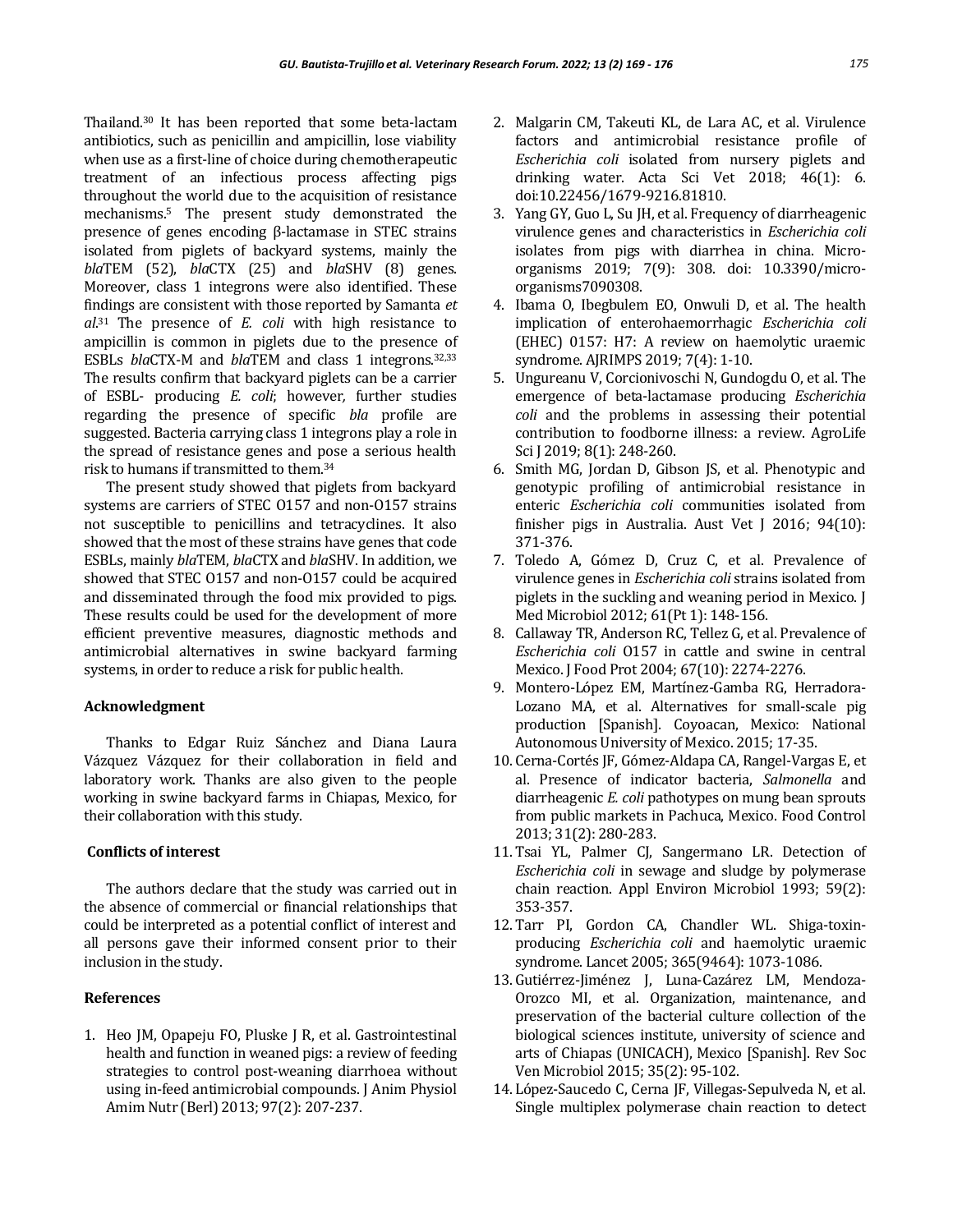Thailand.[30] It has been reported that some beta-lactam antibiotics, such as penicillin and ampicillin, lose viability when use as a first-line of choice during chemotherapeutic treatment of an infectious process affecting pigs throughout the world due to the acquisition of resistance mechanisms.[5] The present study demonstrated the presence of genes encoding β-lactamase in STEC strains isolated from piglets of backyard systems, mainly the *bla*TEM (52), *bla*CTX (25) and *bla*SHV (8) genes. Moreover, class 1 integrons were also identified. These findings are consistent with those reported by Samanta *et al.*[31] The presence of *E. coli* with high resistance to ampicillin is common in piglets due to the presence of ESBLs *bla*CTX-M and *bla*TEM and class 1 integrons.[32,33] The results confirm that backyard piglets can be a carrier of ESBL- producing *E. coli*; however, further studies regarding the presence of specific *bla* profile are suggested. Bacteria carrying class 1 integrons play a role in the spread of resistance genes and pose a serious health risk to humans if transmitted to them.[34]

The present study showed that piglets from backyard systems are carriers of STEC O157 and non-O157 strains not susceptible to penicillins and tetracyclines. It also showed that the most of these strains have genes that code ESBLs, mainly *bla*TEM, *bla*CTX and *bla*SHV. In addition, we showed that STEC O157 and non-O157 could be acquired and disseminated through the food mix provided to pigs. These results could be used for the development of more efficient preventive measures, diagnostic methods and antimicrobial alternatives in swine backyard farming systems, in order to reduce a risk for public health.

## Acknowledgment

Thanks to Edgar Ruiz Sánchez and Diana Laura Vázquez Vázquez for their collaboration in field and laboratory work. Thanks are also given to the people working in swine backyard farms in Chiapas, Mexico, for their collaboration with this study.

## Conflicts of interest

The authors declare that the study was carried out in the absence of commercial or financial relationships that could be interpreted as a potential conflict of interest and all persons gave their informed consent prior to their inclusion in the study.

## References

1. Heo JM, Opapeju FO, Pluske J R, et al. Gastrointestinal health and function in weaned pigs: a review of feeding strategies to control post-weaning diarrhoea without using in-feed antimicrobial compounds. J Anim Physiol Amim Nutr (Berl) 2013; 97(2): 207-237.
2. Malgarin CM, Takeuti KL, de Lara AC, et al. Virulence factors and antimicrobial resistance profile of *Escherichia coli* isolated from nursery piglets and drinking water. Acta Sci Vet 2018; 46(1): 6. doi:10.22456/1679-9216.81810.
3. Yang GY, Guo L, Su JH, et al. Frequency of diarrheagenic virulence genes and characteristics in *Escherichia coli* isolates from pigs with diarrhea in china. Micro-organisms 2019; 7(9): 308. doi: 10.3390/micro-organisms7090308.
4. Ibama O, Ibegbulem EO, Onwuli D, et al. The health implication of enterohaemorrhagic *Escherichia coli* (EHEC) 0157: H7: A review on haemolytic uraemic syndrome. AJRIMPS 2019; 7(4): 1-10.
5. Ungureanu V, Corcionivoschi N, Gundogdu O, et al. The emergence of beta-lactamase producing *Escherichia coli* and the problems in assessing their potential contribution to foodborne illness: a review. AgroLife Sci J 2019; 8(1): 248-260.
6. Smith MG, Jordan D, Gibson JS, et al. Phenotypic and genotypic profiling of antimicrobial resistance in enteric *Escherichia coli* communities isolated from finisher pigs in Australia. Aust Vet J 2016; 94(10): 371-376.
7. Toledo A, Gómez D, Cruz C, et al. Prevalence of virulence genes in *Escherichia coli* strains isolated from piglets in the suckling and weaning period in Mexico. J Med Microbiol 2012; 61(Pt 1): 148-156.
8. Callaway TR, Anderson RC, Tellez G, et al. Prevalence of *Escherichia coli* O157 in cattle and swine in central Mexico. J Food Prot 2004; 67(10): 2274-2276.
9. Montero-López EM, Martínez-Gamba RG, Herradora-Lozano MA, et al. Alternatives for small-scale pig production [Spanish]. Coyoacan, Mexico: National Autonomous University of Mexico. 2015; 17-35.
10. Cerna-Cortés JF, Gómez-Aldapa CA, Rangel-Vargas E, et al. Presence of indicator bacteria, *Salmonella* and diarrheagenic *E. coli* pathotypes on mung bean sprouts from public markets in Pachuca, Mexico. Food Control 2013; 31(2): 280-283.
11. Tsai YL, Palmer CJ, Sangermano LR. Detection of *Escherichia coli* in sewage and sludge by polymerase chain reaction. Appl Environ Microbiol 1993; 59(2): 353-357.
12. Tarr PI, Gordon CA, Chandler WL. Shiga-toxin-producing *Escherichia coli* and haemolytic uraemic syndrome. Lancet 2005; 365(9464): 1073-1086.
13. Gutiérrez-Jiménez J, Luna-Cazárez LM, Mendoza-Orozco MI, et al. Organization, maintenance, and preservation of the bacterial culture collection of the biological sciences institute, university of science and arts of Chiapas (UNICACH), Mexico [Spanish]. Rev Soc Ven Microbiol 2015; 35(2): 95-102.
14. López-Saucedo C, Cerna JF, Villegas-Sepulveda N, et al. Single multiplex polymerase chain reaction to detect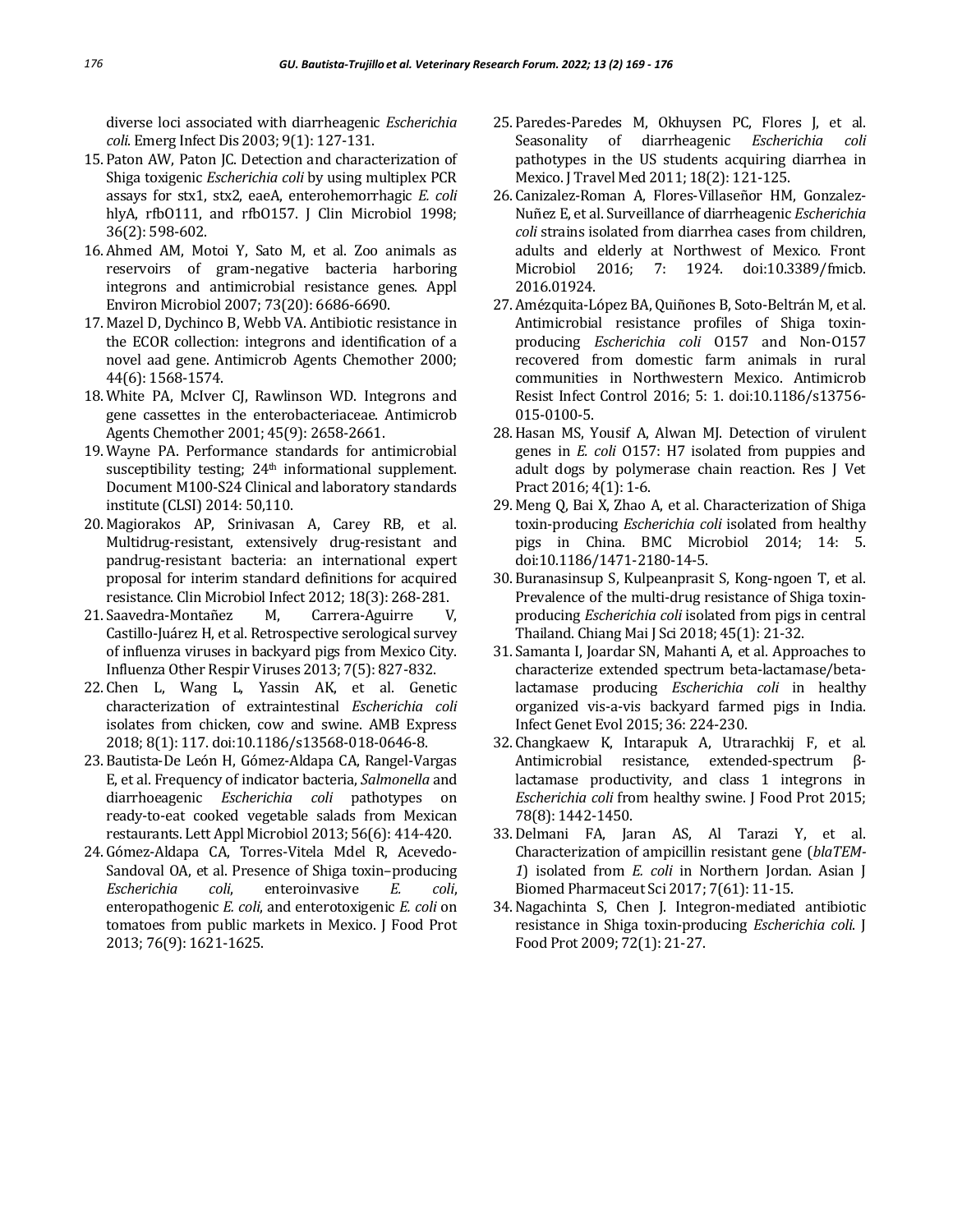diverse loci associated with diarrheagenic *Escherichia coli*. Emerg Infect Dis 2003; 9(1): 127-131.

15. Paton AW, Paton JC. Detection and characterization of Shiga toxigenic *Escherichia coli* by using multiplex PCR assays for stx1, stx2, eaeA, enterohemorrhagic *E. coli* hlyA, rfbO111, and rfbO157. J Clin Microbiol 1998; 36(2): 598-602.
16. Ahmed AM, Motoi Y, Sato M, et al. Zoo animals as reservoirs of gram-negative bacteria harboring integrons and antimicrobial resistance genes. Appl Environ Microbiol 2007; 73(20): 6686-6690.
17. Mazel D, Dychinco B, Webb VA. Antibiotic resistance in the ECOR collection: integrons and identification of a novel aad gene. Antimicrob Agents Chemother 2000; 44(6): 1568-1574.
18. White PA, McIver CJ, Rawlinson WD. Integrons and gene cassettes in the enterobacteriaceae. Antimicrob Agents Chemother 2001; 45(9): 2658-2661.
19. Wayne PA. Performance standards for antimicrobial susceptibility testing; 24th informational supplement. Document M100-S24 Clinical and laboratory standards institute (CLSI) 2014: 50,110.
20. Magiorakos AP, Srinivasan A, Carey RB, et al. Multidrug-resistant, extensively drug-resistant and pandrug-resistant bacteria: an international expert proposal for interim standard definitions for acquired resistance. Clin Microbiol Infect 2012; 18(3): 268-281.
21. Saavedra-Montañez M, Carrera-Aguirre V, Castillo-Juárez H, et al. Retrospective serological survey of influenza viruses in backyard pigs from Mexico City. Influenza Other Respir Viruses 2013; 7(5): 827-832.
22. Chen L, Wang L, Yassin AK, et al. Genetic characterization of extraintestinal *Escherichia coli* isolates from chicken, cow and swine. AMB Express 2018; 8(1): 117. doi:10.1186/s13568-018-0646-8.
23. Bautista-De León H, Gómez-Aldapa CA, Rangel-Vargas E, et al. Frequency of indicator bacteria, *Salmonella* and diarrhoeagenic *Escherichia coli* pathotypes on ready-to-eat cooked vegetable salads from Mexican restaurants. Lett Appl Microbiol 2013; 56(6): 414-420.
24. Gómez-Aldapa CA, Torres-Vitela Mdel R, Acevedo-Sandoval OA, et al. Presence of Shiga toxin–producing *Escherichia coli*, enteroinvasive *E. coli*, enteropathogenic *E. coli*, and enterotoxigenic *E. coli* on tomatoes from public markets in Mexico. J Food Prot 2013; 76(9): 1621-1625.
25. Paredes-Paredes M, Okhuysen PC, Flores J, et al. Seasonality of diarrheagenic *Escherichia coli* pathotypes in the US students acquiring diarrhea in Mexico. J Travel Med 2011; 18(2): 121-125.
26. Canizalez-Roman A, Flores-Villaseñor HM, Gonzalez-Nuñez E, et al. Surveillance of diarrheagenic *Escherichia coli* strains isolated from diarrhea cases from children, adults and elderly at Northwest of Mexico. Front Microbiol 2016; 7: 1924. doi:10.3389/fmicb.2016.01924.
27. Amézquita-López BA, Quiñones B, Soto-Beltrán M, et al. Antimicrobial resistance profiles of Shiga toxin-producing *Escherichia coli* O157 and Non-O157 recovered from domestic farm animals in rural communities in Northwestern Mexico. Antimicrob Resist Infect Control 2016; 5: 1. doi:10.1186/s13756-015-0100-5.
28. Hasan MS, Yousif A, Alwan MJ. Detection of virulent genes in *E. coli* O157: H7 isolated from puppies and adult dogs by polymerase chain reaction. Res J Vet Pract 2016; 4(1): 1-6.
29. Meng Q, Bai X, Zhao A, et al. Characterization of Shiga toxin-producing *Escherichia coli* isolated from healthy pigs in China. BMC Microbiol 2014; 14: 5. doi:10.1186/1471-2180-14-5.
30. Buranasinsup S, Kulpeanprasit S, Kong-ngoen T, et al. Prevalence of the multi-drug resistance of Shiga toxin-producing *Escherichia coli* isolated from pigs in central Thailand. Chiang Mai J Sci 2018; 45(1): 21-32.
31. Samanta I, Joardar SN, Mahanti A, et al. Approaches to characterize extended spectrum beta-lactamase/beta-lactamase producing *Escherichia coli* in healthy organized vis-a-vis backyard farmed pigs in India. Infect Genet Evol 2015; 36: 224-230.
32. Changkaew K, Intarapuk A, Utrarachkij F, et al. Antimicrobial resistance, extended-spectrum β-lactamase productivity, and class 1 integrons in *Escherichia coli* from healthy swine. J Food Prot 2015; 78(8): 1442-1450.
33. Delmani FA, Jaran AS, Al Tarazi Y, et al. Characterization of ampicillin resistant gene (*blaTEM-1*) isolated from *E. coli* in Northern Jordan. Asian J Biomed Pharmaceut Sci 2017; 7(61): 11-15.
34. Nagachinta S, Chen J. Integron-mediated antibiotic resistance in Shiga toxin-producing *Escherichia coli*. J Food Prot 2009; 72(1): 21-27.